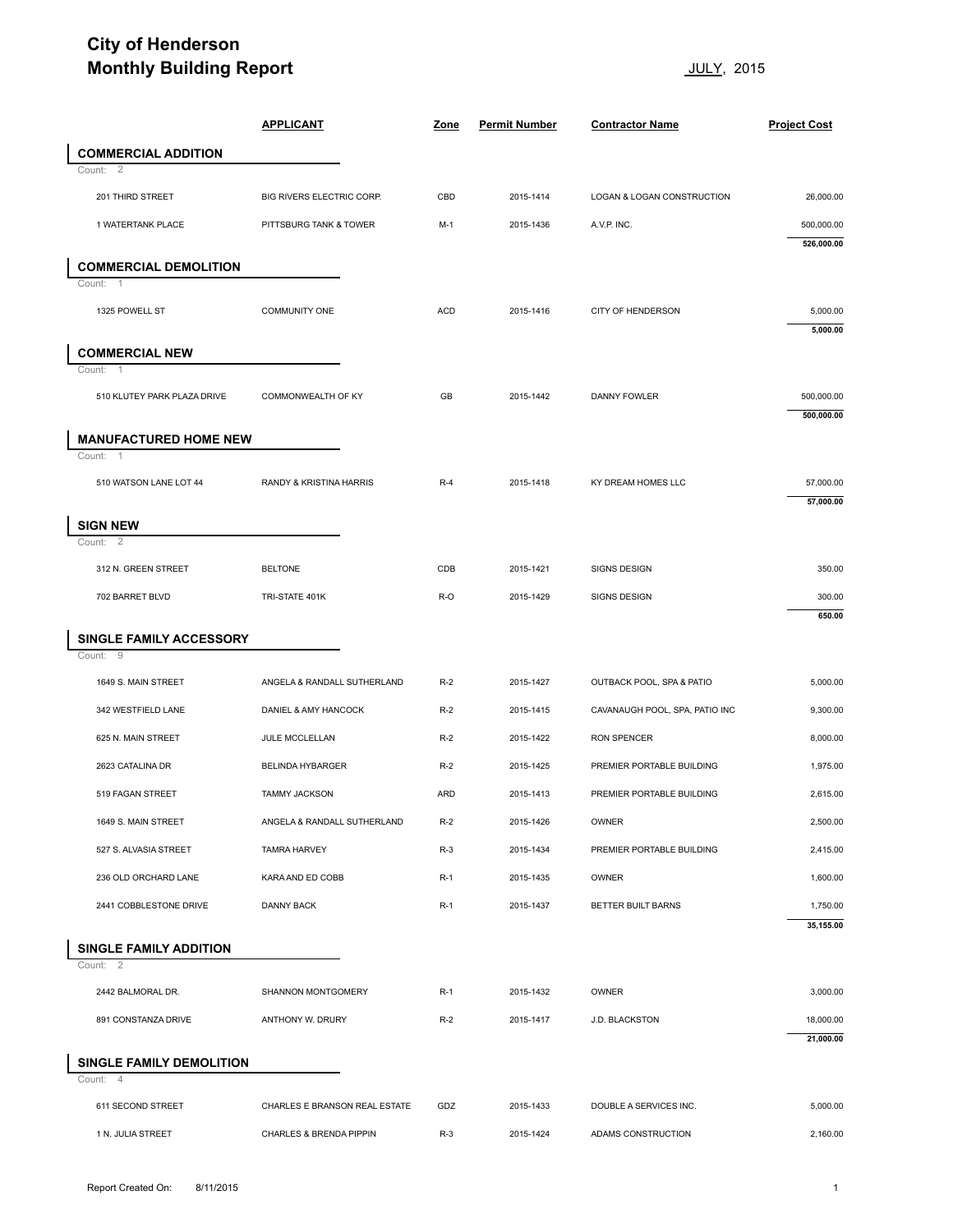# City of Henderson
## Monthly Building Report

JULY, 2015

| | APPLICANT | Zone | Permit Number | Contractor Name | Project Cost |
|---|---|---|---|---|---|
| **COMMERCIAL ADDITION** | | | | | |
| Count: 2 | | | | | |
| 201 THIRD STREET | BIG RIVERS ELECTRIC CORP. | CBD | 2015-1414 | LOGAN & LOGAN CONSTRUCTION | 26,000.00 |
| 1 WATERTANK PLACE | PITTSBURG TANK & TOWER | M-1 | 2015-1436 | A.V.P. INC. | 500,000.00 |
| | | | | | **526,000.00** |
| **COMMERCIAL DEMOLITION** | | | | | |
| Count: 1 | | | | | |
| 1325 POWELL ST | COMMUNITY ONE | ACD | 2015-1416 | CITY OF HENDERSON | 5,000.00 |
| | | | | | **5,000.00** |
| **COMMERCIAL NEW** | | | | | |
| Count: 1 | | | | | |
| 510 KLUTEY PARK PLAZA DRIVE | COMMONWEALTH OF KY | GB | 2015-1442 | DANNY FOWLER | 500,000.00 |
| | | | | | **500,000.00** |
| **MANUFACTURED HOME NEW** | | | | | |
| Count: 1 | | | | | |
| 510 WATSON LANE LOT 44 | RANDY & KRISTINA HARRIS | R-4 | 2015-1418 | KY DREAM HOMES LLC | 57,000.00 |
| | | | | | **57,000.00** |
| **SIGN NEW** | | | | | |
| Count: 2 | | | | | |
| 312 N. GREEN STREET | BELTONE | CDB | 2015-1421 | SIGNS DESIGN | 350.00 |
| 702 BARRET BLVD | TRI-STATE 401K | R-O | 2015-1429 | SIGNS DESIGN | 300.00 |
| | | | | | **650.00** |
| **SINGLE FAMILY ACCESSORY** | | | | | |
| Count: 9 | | | | | |
| 1649 S. MAIN STREET | ANGELA & RANDALL SUTHERLAND | R-2 | 2015-1427 | OUTBACK POOL, SPA & PATIO | 5,000.00 |
| 342 WESTFIELD LANE | DANIEL & AMY HANCOCK | R-2 | 2015-1415 | CAVANAUGH POOL, SPA, PATIO INC | 9,300.00 |
| 625 N. MAIN STREET | JULE MCCLELLAN | R-2 | 2015-1422 | RON SPENCER | 8,000.00 |
| 2623 CATALINA DR | BELINDA HYBARGER | R-2 | 2015-1425 | PREMIER PORTABLE BUILDING | 1,975.00 |
| 519 FAGAN STREET | TAMMY JACKSON | ARD | 2015-1413 | PREMIER PORTABLE BUILDING | 2,615.00 |
| 1649 S. MAIN STREET | ANGELA & RANDALL SUTHERLAND | R-2 | 2015-1426 | OWNER | 2,500.00 |
| 527 S. ALVASIA STREET | TAMRA HARVEY | R-3 | 2015-1434 | PREMIER PORTABLE BUILDING | 2,415.00 |
| 236 OLD ORCHARD LANE | KARA AND ED COBB | R-1 | 2015-1435 | OWNER | 1,600.00 |
| 2441 COBBLESTONE DRIVE | DANNY BACK | R-1 | 2015-1437 | BETTER BUILT BARNS | 1,750.00 |
| | | | | | **35,155.00** |
| **SINGLE FAMILY ADDITION** | | | | | |
| Count: 2 | | | | | |
| 2442 BALMORAL DR. | SHANNON MONTGOMERY | R-1 | 2015-1432 | OWNER | 3,000.00 |
| 891 CONSTANZA DRIVE | ANTHONY W. DRURY | R-2 | 2015-1417 | J.D. BLACKSTON | 18,000.00 |
| | | | | | **21,000.00** |
| **SINGLE FAMILY DEMOLITION** | | | | | |
| Count: 4 | | | | | |
| 611 SECOND STREET | CHARLES E BRANSON REAL ESTATE | GDZ | 2015-1433 | DOUBLE A SERVICES INC. | 5,000.00 |
| 1 N. JULIA STREET | CHARLES & BRENDA PIPPIN | R-3 | 2015-1424 | ADAMS CONSTRUCTION | 2,160.00 |

Report Created On: 8/11/2015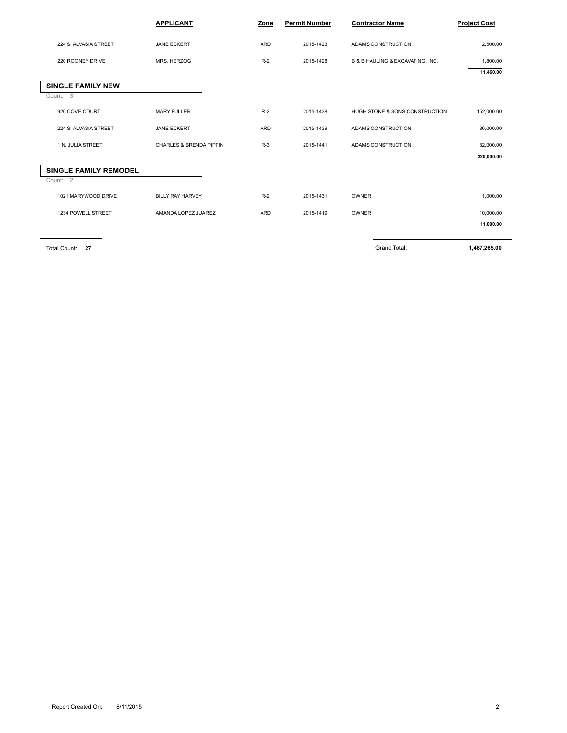| | APPLICANT | Zone | Permit Number | Contractor Name | Project Cost |
|---|---|---|---|---|---|
| 224 S. ALVASIA STREET | JANE ECKERT | ARD | 2015-1423 | ADAMS CONSTRUCTION | 2,500.00 |
| 220 ROONEY DRIVE | MRS. HERZOG | R-2 | 2015-1428 | B & B HAULING & EXCAVATING, INC. | 1,800.00 |
| | | | | | **11,460.00** |

## SINGLE FAMILY NEW

Count: 3

| | | | | | |
|---|---|---|---|---|---|
| 920 COVE COURT | MARY FULLER | R-2 | 2015-1438 | HUGH STONE & SONS CONSTRUCTION | 152,000.00 |
| 224 S. ALVASIA STREET | JANE ECKERT | ARD | 2015-1439 | ADAMS CONSTRUCTION | 86,000.00 |
| 1 N. JULIA STREET | CHARLES & BRENDA PIPPIN | R-3 | 2015-1441 | ADAMS CONSTRUCTION | 82,000.00 |
| | | | | | **320,000.00** |

## SINGLE FAMILY REMODEL

Count: 2

| | | | | | |
|---|---|---|---|---|---|
| 1021 MARYWOOD DRIVE | BILLY RAY HARVEY | R-2 | 2015-1431 | OWNER | 1,000.00 |
| 1234 POWELL STREET | AMANDA LOPEZ JUAREZ | ARD | 2015-1419 | OWNER | 10,000.00 |
| | | | | | **11,000.00** |

Total Count: **27**

Grand Total: **1,487,265.00**

Report Created On: 8/11/2015